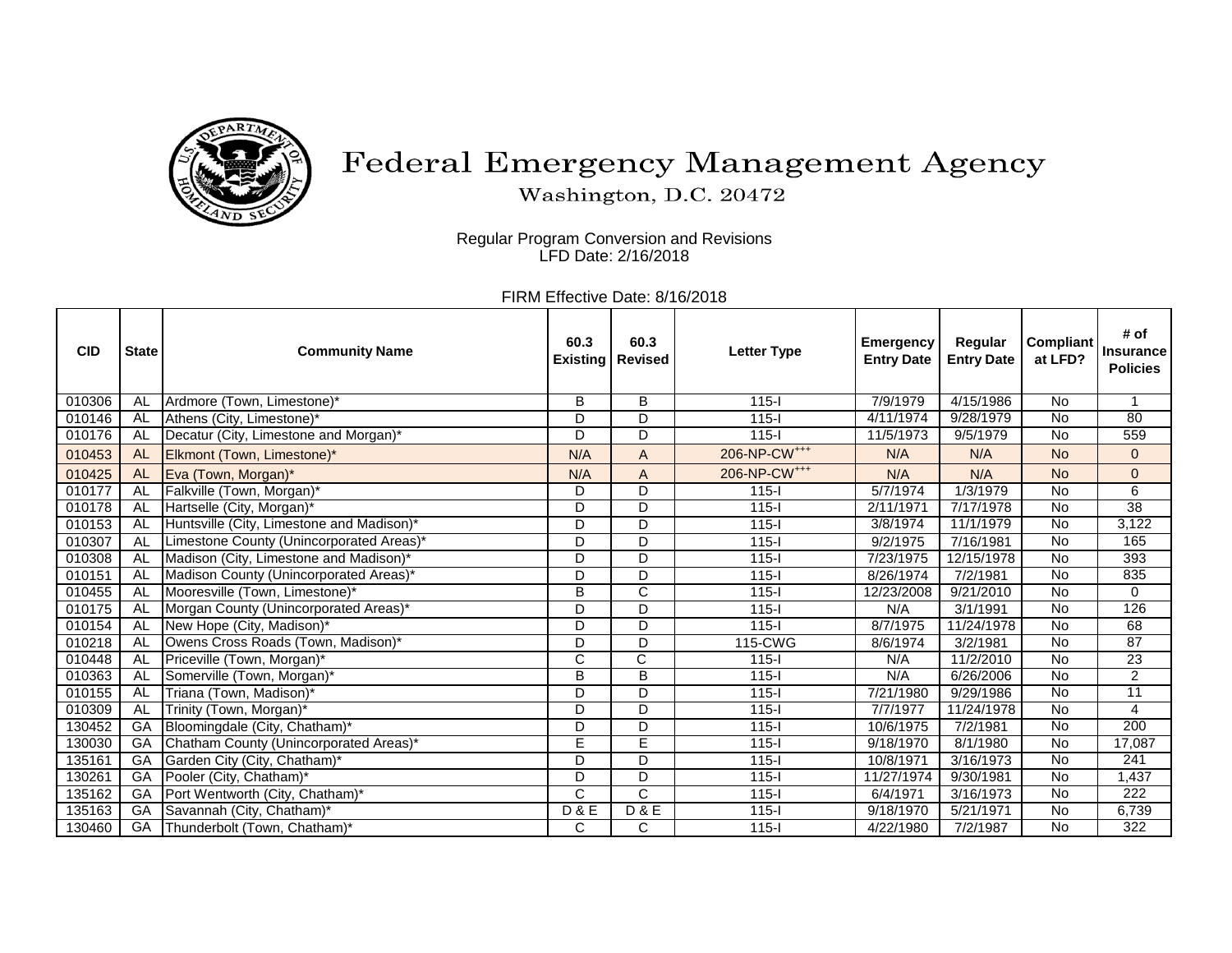# Federal Emergency Management Agency

Washington, D.C. 20472

Regular Program Conversion and Revisions
LFD Date: 2/16/2018

FIRM Effective Date: 8/16/2018

| CID | State | Community Name | 60.3 Existing | 60.3 Revised | Letter Type | Emergency Entry Date | Regular Entry Date | Compliant at LFD? | # of Insurance Policies |
|---|---|---|---|---|---|---|---|---|---|
| 010306 | AL | Ardmore (Town, Limestone)* | B | B | 115-I | 7/9/1979 | 4/15/1986 | No | 1 |
| 010146 | AL | Athens (City, Limestone)* | D | D | 115-I | 4/11/1974 | 9/28/1979 | No | 80 |
| 010176 | AL | Decatur (City, Limestone and Morgan)* | D | D | 115-I | 11/5/1973 | 9/5/1979 | No | 559 |
| 010453 | AL | Elkmont (Town, Limestone)* | N/A | A | 206-NP-CW+++ | N/A | N/A | No | 0 |
| 010425 | AL | Eva (Town, Morgan)* | N/A | A | 206-NP-CW+++ | N/A | N/A | No | 0 |
| 010177 | AL | Falkville (Town, Morgan)* | D | D | 115-I | 5/7/1974 | 1/3/1979 | No | 6 |
| 010178 | AL | Hartselle (City, Morgan)* | D | D | 115-I | 2/11/1971 | 7/17/1978 | No | 38 |
| 010153 | AL | Huntsville (City, Limestone and Madison)* | D | D | 115-I | 3/8/1974 | 11/1/1979 | No | 3,122 |
| 010307 | AL | Limestone County (Unincorporated Areas)* | D | D | 115-I | 9/2/1975 | 7/16/1981 | No | 165 |
| 010308 | AL | Madison (City, Limestone and Madison)* | D | D | 115-I | 7/23/1975 | 12/15/1978 | No | 393 |
| 010151 | AL | Madison County (Unincorporated Areas)* | D | D | 115-I | 8/26/1974 | 7/2/1981 | No | 835 |
| 010455 | AL | Mooresville (Town, Limestone)* | B | C | 115-I | 12/23/2008 | 9/21/2010 | No | 0 |
| 010175 | AL | Morgan County (Unincorporated Areas)* | D | D | 115-I | N/A | 3/1/1991 | No | 126 |
| 010154 | AL | New Hope (City, Madison)* | D | D | 115-I | 8/7/1975 | 11/24/1978 | No | 68 |
| 010218 | AL | Owens Cross Roads (Town, Madison)* | D | D | 115-CWG | 8/6/1974 | 3/2/1981 | No | 87 |
| 010448 | AL | Priceville (Town, Morgan)* | C | C | 115-I | N/A | 11/2/2010 | No | 23 |
| 010363 | AL | Somerville (Town, Morgan)* | B | B | 115-I | N/A | 6/26/2006 | No | 2 |
| 010155 | AL | Triana (Town, Madison)* | D | D | 115-I | 7/21/1980 | 9/29/1986 | No | 11 |
| 010309 | AL | Trinity (Town, Morgan)* | D | D | 115-I | 7/7/1977 | 11/24/1978 | No | 4 |
| 130452 | GA | Bloomingdale (City, Chatham)* | D | D | 115-I | 10/6/1975 | 7/2/1981 | No | 200 |
| 130030 | GA | Chatham County (Unincorporated Areas)* | E | E | 115-I | 9/18/1970 | 8/1/1980 | No | 17,087 |
| 135161 | GA | Garden City (City, Chatham)* | D | D | 115-I | 10/8/1971 | 3/16/1973 | No | 241 |
| 130261 | GA | Pooler (City, Chatham)* | D | D | 115-I | 11/27/1974 | 9/30/1981 | No | 1,437 |
| 135162 | GA | Port Wentworth (City, Chatham)* | C | C | 115-I | 6/4/1971 | 3/16/1973 | No | 222 |
| 135163 | GA | Savannah (City, Chatham)* | D & E | D & E | 115-I | 9/18/1970 | 5/21/1971 | No | 6,739 |
| 130460 | GA | Thunderbolt (Town, Chatham)* | C | C | 115-I | 4/22/1980 | 7/2/1987 | No | 322 |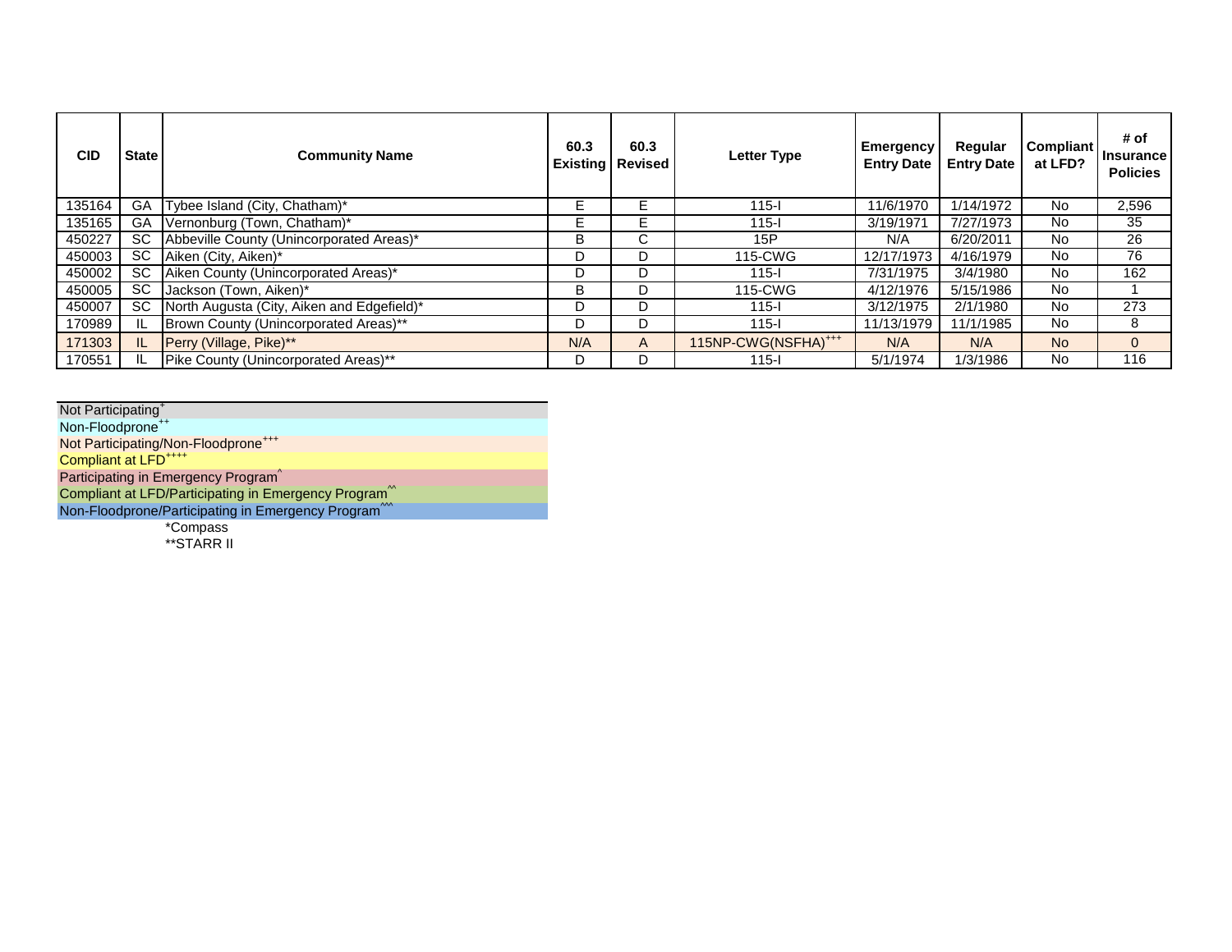| CID | State | Community Name | 60.3 Existing | 60.3 Revised | Letter Type | Emergency Entry Date | Regular Entry Date | Compliant at LFD? | # of Insurance Policies |
|---|---|---|---|---|---|---|---|---|---|
| 135164 | GA | Tybee Island (City, Chatham)* | E | E | 115-I | 11/6/1970 | 1/14/1972 | No | 2,596 |
| 135165 | GA | Vernonburg (Town, Chatham)* | E | E | 115-I | 3/19/1971 | 7/27/1973 | No | 35 |
| 450227 | SC | Abbeville County (Unincorporated Areas)* | B | C | 15P | N/A | 6/20/2011 | No | 26 |
| 450003 | SC | Aiken (City, Aiken)* | D | D | 115-CWG | 12/17/1973 | 4/16/1979 | No | 76 |
| 450002 | SC | Aiken County (Unincorporated Areas)* | D | D | 115-I | 7/31/1975 | 3/4/1980 | No | 162 |
| 450005 | SC | Jackson (Town, Aiken)* | B | D | 115-CWG | 4/12/1976 | 5/15/1986 | No | 1 |
| 450007 | SC | North Augusta (City, Aiken and Edgefield)* | D | D | 115-I | 3/12/1975 | 2/1/1980 | No | 273 |
| 170989 | IL | Brown County (Unincorporated Areas)** | D | D | 115-I | 11/13/1979 | 11/1/1985 | No | 8 |
| 171303 | IL | Perry (Village, Pike)** | N/A | A | 115NP-CWG(NSFHA)+++ | N/A | N/A | No | 0 |
| 170551 | IL | Pike County (Unincorporated Areas)** | D | D | 115-I | 5/1/1974 | 1/3/1986 | No | 116 |

Not Participating+

Non-Floodprone++

Not Participating/Non-Floodprone+++

Compliant at LFD++++

Participating in Emergency Program^

Compliant at LFD/Participating in Emergency Program^^

Non-Floodprone/Participating in Emergency Program^^^

*Compass

**STARR II